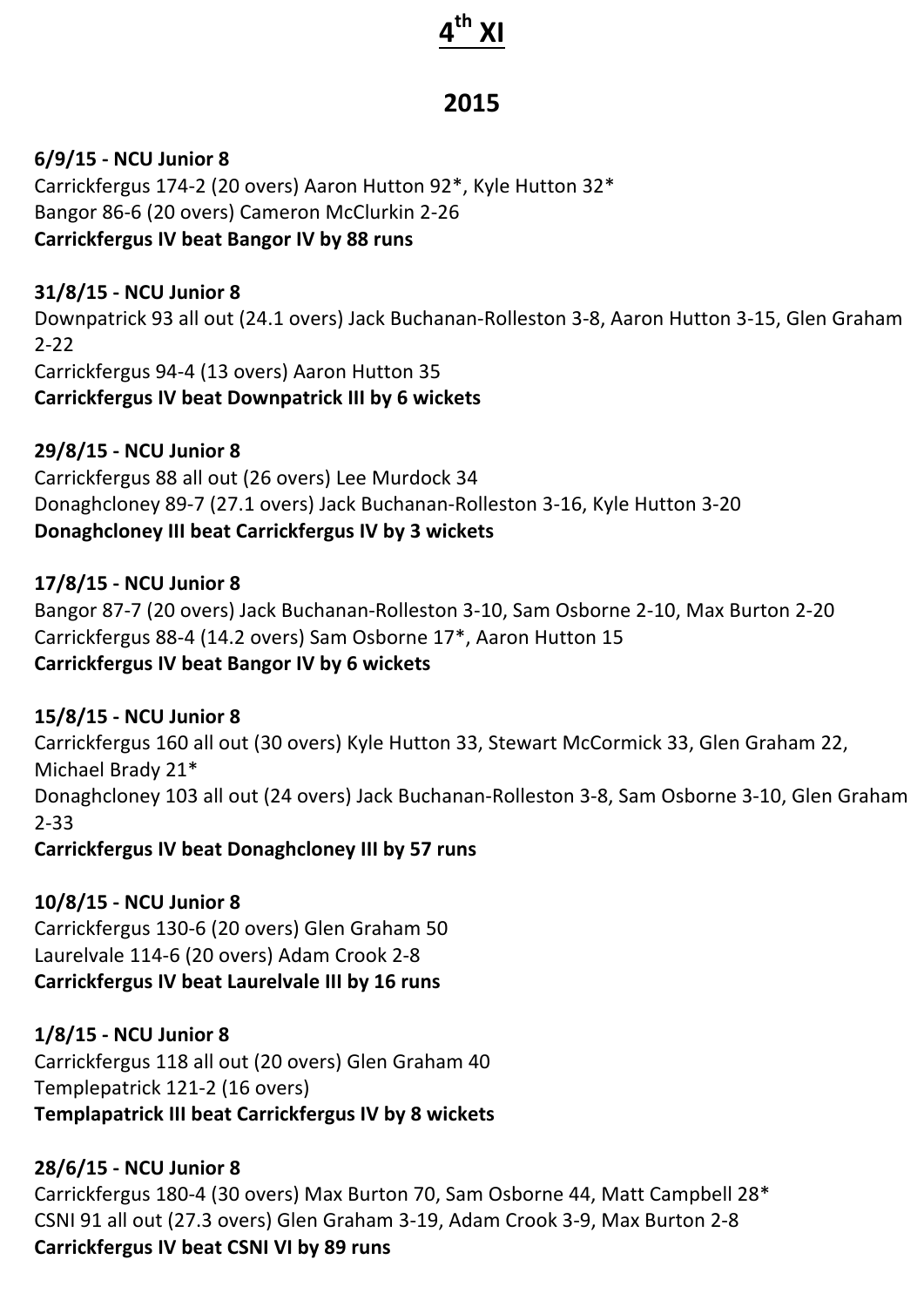# 4th XI

## 2015

**6/9/15 - NCU Junior 8**
Carrickfergus 174-2 (20 overs) Aaron Hutton 92*, Kyle Hutton 32*
Bangor 86-6 (20 overs) Cameron McClurkin 2-26
**Carrickfergus IV beat Bangor IV by 88 runs**

**31/8/15 - NCU Junior 8**
Downpatrick 93 all out (24.1 overs) Jack Buchanan-Rolleston 3-8, Aaron Hutton 3-15, Glen Graham 2-22
Carrickfergus 94-4 (13 overs) Aaron Hutton 35
**Carrickfergus IV beat Downpatrick III by 6 wickets**

**29/8/15 - NCU Junior 8**
Carrickfergus 88 all out (26 overs) Lee Murdock 34
Donaghcloney 89-7 (27.1 overs) Jack Buchanan-Rolleston 3-16, Kyle Hutton 3-20
**Donaghcloney III beat Carrickfergus IV by 3 wickets**

**17/8/15 - NCU Junior 8**
Bangor 87-7 (20 overs) Jack Buchanan-Rolleston 3-10, Sam Osborne 2-10, Max Burton 2-20
Carrickfergus 88-4 (14.2 overs) Sam Osborne 17*, Aaron Hutton 15
**Carrickfergus IV beat Bangor IV by 6 wickets**

**15/8/15 - NCU Junior 8**
Carrickfergus 160 all out (30 overs) Kyle Hutton 33, Stewart McCormick 33, Glen Graham 22, Michael Brady 21*
Donaghcloney 103 all out (24 overs) Jack Buchanan-Rolleston 3-8, Sam Osborne 3-10, Glen Graham 2-33
**Carrickfergus IV beat Donaghcloney III by 57 runs**

**10/8/15 - NCU Junior 8**
Carrickfergus 130-6 (20 overs) Glen Graham 50
Laurelvale 114-6 (20 overs) Adam Crook 2-8
**Carrickfergus IV beat Laurelvale III by 16 runs**

**1/8/15 - NCU Junior 8**
Carrickfergus 118 all out (20 overs) Glen Graham 40
Templepatrick 121-2 (16 overs)
**Templapatrick III beat Carrickfergus IV by 8 wickets**

**28/6/15 - NCU Junior 8**
Carrickfergus 180-4 (30 overs) Max Burton 70, Sam Osborne 44, Matt Campbell 28*
CSNI 91 all out (27.3 overs) Glen Graham 3-19, Adam Crook 3-9, Max Burton 2-8
**Carrickfergus IV beat CSNI VI by 89 runs**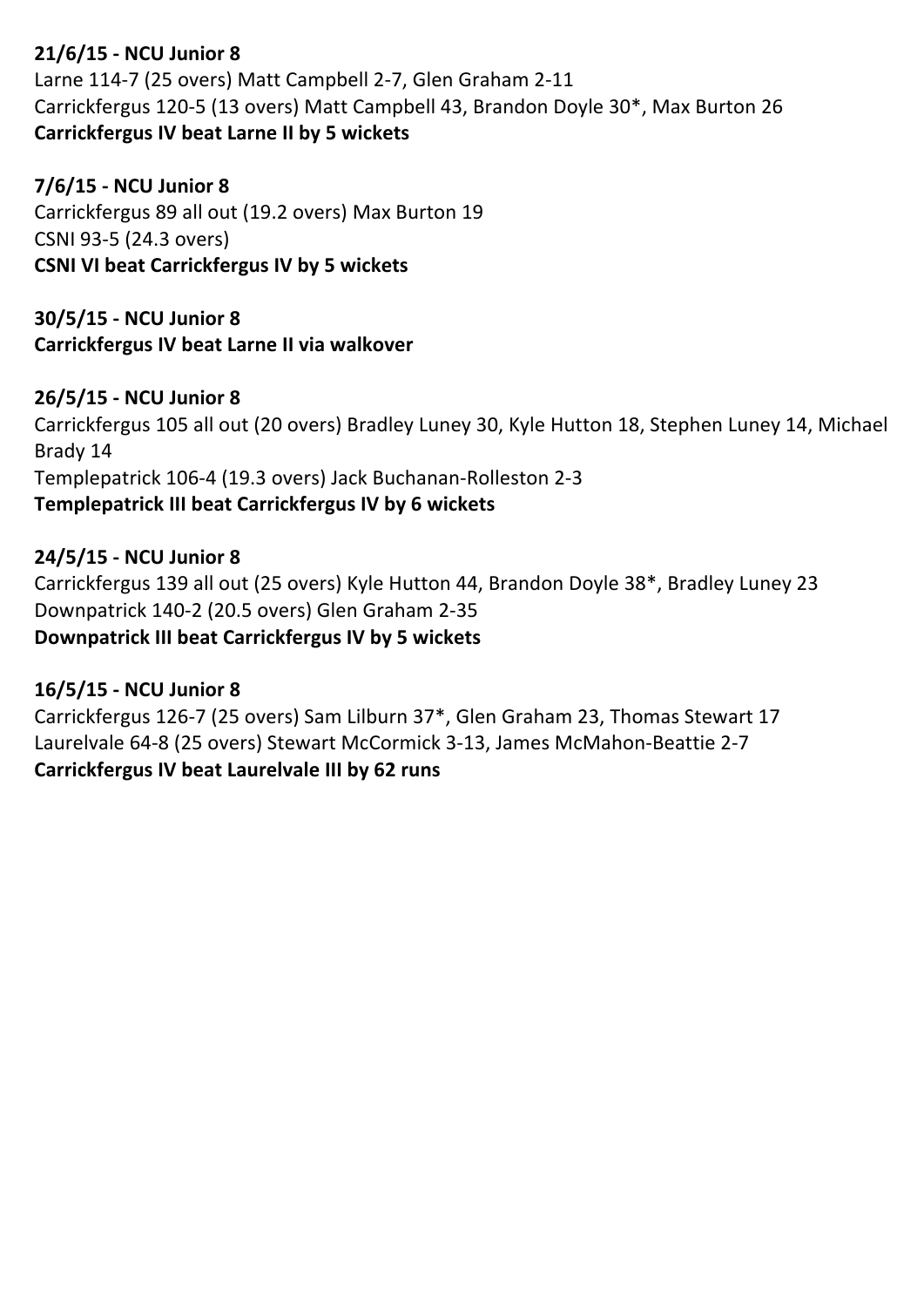**21/6/15 - NCU Junior 8**
Larne 114-7 (25 overs) Matt Campbell 2-7, Glen Graham 2-11
Carrickfergus 120-5 (13 overs) Matt Campbell 43, Brandon Doyle 30*, Max Burton 26
**Carrickfergus IV beat Larne II by 5 wickets**

**7/6/15 - NCU Junior 8**
Carrickfergus 89 all out (19.2 overs) Max Burton 19
CSNI 93-5 (24.3 overs)
**CSNI VI beat Carrickfergus IV by 5 wickets**

**30/5/15 - NCU Junior 8**
**Carrickfergus IV beat Larne II via walkover**

**26/5/15 - NCU Junior 8**
Carrickfergus 105 all out (20 overs) Bradley Luney 30, Kyle Hutton 18, Stephen Luney 14, Michael Brady 14
Templepatrick 106-4 (19.3 overs) Jack Buchanan-Rolleston 2-3
**Templepatrick III beat Carrickfergus IV by 6 wickets**

**24/5/15 - NCU Junior 8**
Carrickfergus 139 all out (25 overs) Kyle Hutton 44, Brandon Doyle 38*, Bradley Luney 23
Downpatrick 140-2 (20.5 overs) Glen Graham 2-35
**Downpatrick III beat Carrickfergus IV by 5 wickets**

**16/5/15 - NCU Junior 8**
Carrickfergus 126-7 (25 overs) Sam Lilburn 37*, Glen Graham 23, Thomas Stewart 17
Laurelvale 64-8 (25 overs) Stewart McCormick 3-13, James McMahon-Beattie 2-7
**Carrickfergus IV beat Laurelvale III by 62 runs**